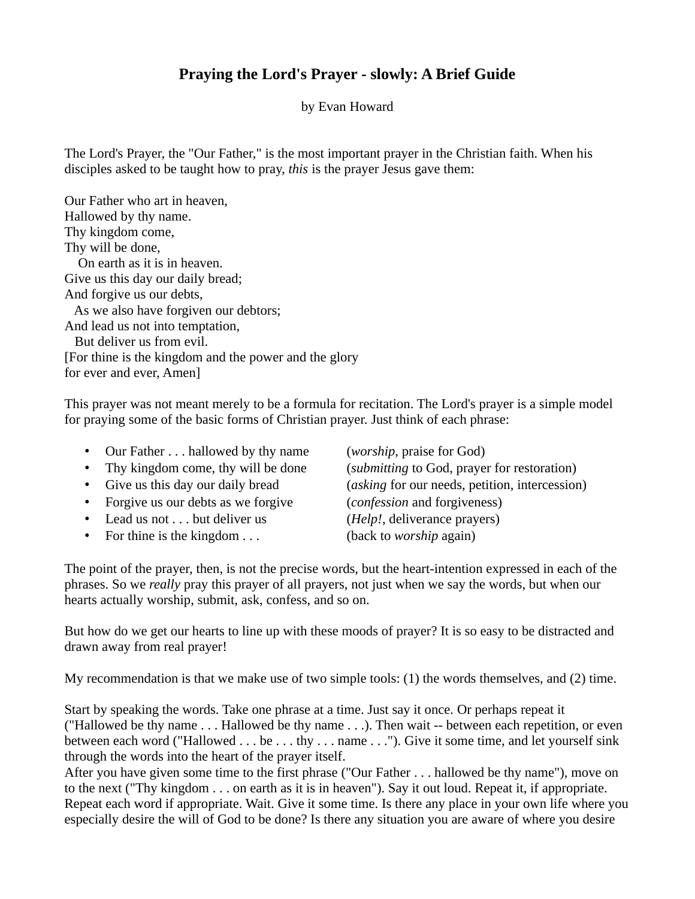# Praying the Lord's Prayer - slowly: A Brief Guide

by Evan Howard

The Lord's Prayer, the "Our Father," is the most important prayer in the Christian faith. When his disciples asked to be taught how to pray, *this* is the prayer Jesus gave them:

Our Father who art in heaven,  
Hallowed by thy name.  
Thy kingdom come,  
Thy will be done,  
  On earth as it is in heaven.  
Give us this day our daily bread;  
And forgive us our debts,  
  As we also have forgiven our debtors;  
And lead us not into temptation,  
  But deliver us from evil.  
[For thine is the kingdom and the power and the glory  
for ever and ever, Amen]

This prayer was not meant merely to be a formula for recitation. The Lord's prayer is a simple model for praying some of the basic forms of Christian prayer. Just think of each phrase:

- Our Father . . . hallowed by thy name (*worship*, praise for God)
- Thy kingdom come, thy will be done (*submitting* to God, prayer for restoration)
- Give us this day our daily bread (*asking* for our needs, petition, intercession)
- Forgive us our debts as we forgive (*confession* and forgiveness)
- Lead us not . . . but deliver us (*Help!*, deliverance prayers)
- For thine is the kingdom . . . (back to *worship* again)

The point of the prayer, then, is not the precise words, but the heart-intention expressed in each of the phrases. So we *really* pray this prayer of all prayers, not just when we say the words, but when our hearts actually worship, submit, ask, confess, and so on.

But how do we get our hearts to line up with these moods of prayer? It is so easy to be distracted and drawn away from real prayer!

My recommendation is that we make use of two simple tools: (1) the words themselves, and (2) time.

Start by speaking the words. Take one phrase at a time. Just say it once. Or perhaps repeat it ("Hallowed be thy name . . . Hallowed be thy name . . .). Then wait -- between each repetition, or even between each word ("Hallowed . . . be . . . thy . . . name . . ."). Give it some time, and let yourself sink through the words into the heart of the prayer itself.

After you have given some time to the first phrase ("Our Father . . . hallowed be thy name"), move on to the next ("Thy kingdom . . . on earth as it is in heaven"). Say it out loud. Repeat it, if appropriate. Repeat each word if appropriate. Wait. Give it some time. Is there any place in your own life where you especially desire the will of God to be done? Is there any situation you are aware of where you desire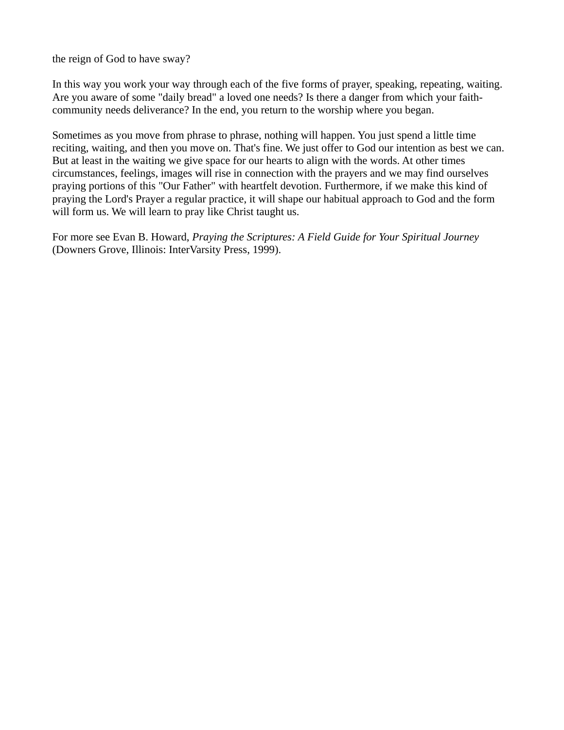the reign of God to have sway?

In this way you work your way through each of the five forms of prayer, speaking, repeating, waiting. Are you aware of some "daily bread" a loved one needs? Is there a danger from which your faith-community needs deliverance? In the end, you return to the worship where you began.

Sometimes as you move from phrase to phrase, nothing will happen. You just spend a little time reciting, waiting, and then you move on. That's fine. We just offer to God our intention as best we can. But at least in the waiting we give space for our hearts to align with the words. At other times circumstances, feelings, images will rise in connection with the prayers and we may find ourselves praying portions of this "Our Father" with heartfelt devotion. Furthermore, if we make this kind of praying the Lord's Prayer a regular practice, it will shape our habitual approach to God and the form will form us. We will learn to pray like Christ taught us.

For more see Evan B. Howard, *Praying the Scriptures: A Field Guide for Your Spiritual Journey* (Downers Grove, Illinois: InterVarsity Press, 1999).